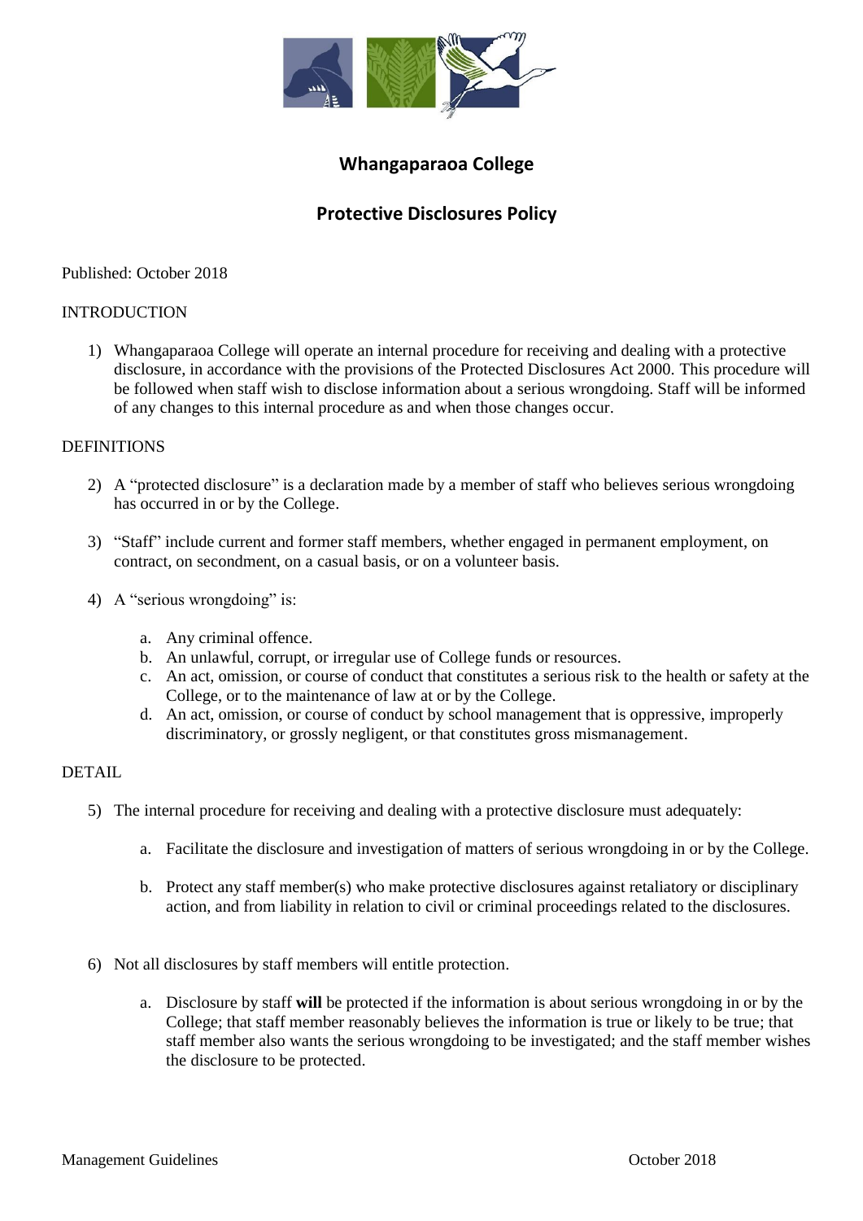# Whangaparaoa College

## Protective Disclosures Policy

Published: October 2018

INTRODUCTION

1) Whangaparaoa College will operate an internal procedure for receiving and dealing with a protective disclosure, in accordance with the provisions of the Protected Disclosures Act 2000. This procedure will be followed when staff wish to disclose information about a serious wrongdoing. Staff will be informed of any changes to this internal procedure as and when those changes occur.

DEFINITIONS

2) A "protected disclosure" is a declaration made by a member of staff who believes serious wrongdoing has occurred in or by the College.

3) "Staff" include current and former staff members, whether engaged in permanent employment, on contract, on secondment, on a casual basis, or on a volunteer basis.

4) A "serious wrongdoing" is:

   a. Any criminal offence.
   b. An unlawful, corrupt, or irregular use of College funds or resources.
   c. An act, omission, or course of conduct that constitutes a serious risk to the health or safety at the College, or to the maintenance of law at or by the College.
   d. An act, omission, or course of conduct by school management that is oppressive, improperly discriminatory, or grossly negligent, or that constitutes gross mismanagement.

DETAIL

5) The internal procedure for receiving and dealing with a protective disclosure must adequately:

   a. Facilitate the disclosure and investigation of matters of serious wrongdoing in or by the College.

   b. Protect any staff member(s) who make protective disclosures against retaliatory or disciplinary action, and from liability in relation to civil or criminal proceedings related to the disclosures.

6) Not all disclosures by staff members will entitle protection.

   a. Disclosure by staff **will** be protected if the information is about serious wrongdoing in or by the College; that staff member reasonably believes the information is true or likely to be true; that staff member also wants the serious wrongdoing to be investigated; and the staff member wishes the disclosure to be protected.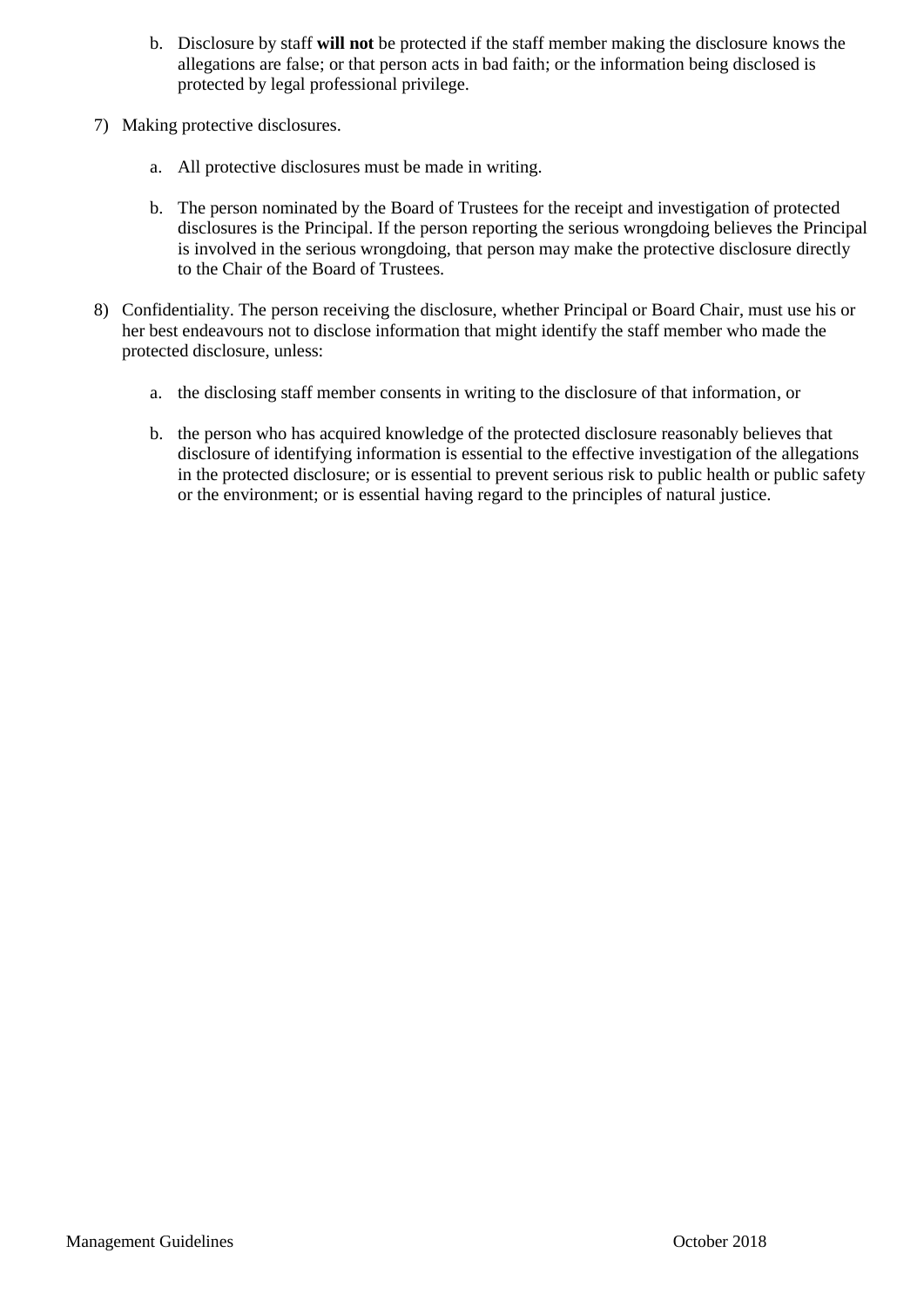b. Disclosure by staff **will not** be protected if the staff member making the disclosure knows the allegations are false; or that person acts in bad faith; or the information being disclosed is protected by legal professional privilege.

7) Making protective disclosures.

   a. All protective disclosures must be made in writing.

   b. The person nominated by the Board of Trustees for the receipt and investigation of protected disclosures is the Principal. If the person reporting the serious wrongdoing believes the Principal is involved in the serious wrongdoing, that person may make the protective disclosure directly to the Chair of the Board of Trustees.

8) Confidentiality. The person receiving the disclosure, whether Principal or Board Chair, must use his or her best endeavours not to disclose information that might identify the staff member who made the protected disclosure, unless:

   a. the disclosing staff member consents in writing to the disclosure of that information, or

   b. the person who has acquired knowledge of the protected disclosure reasonably believes that disclosure of identifying information is essential to the effective investigation of the allegations in the protected disclosure; or is essential to prevent serious risk to public health or public safety or the environment; or is essential having regard to the principles of natural justice.